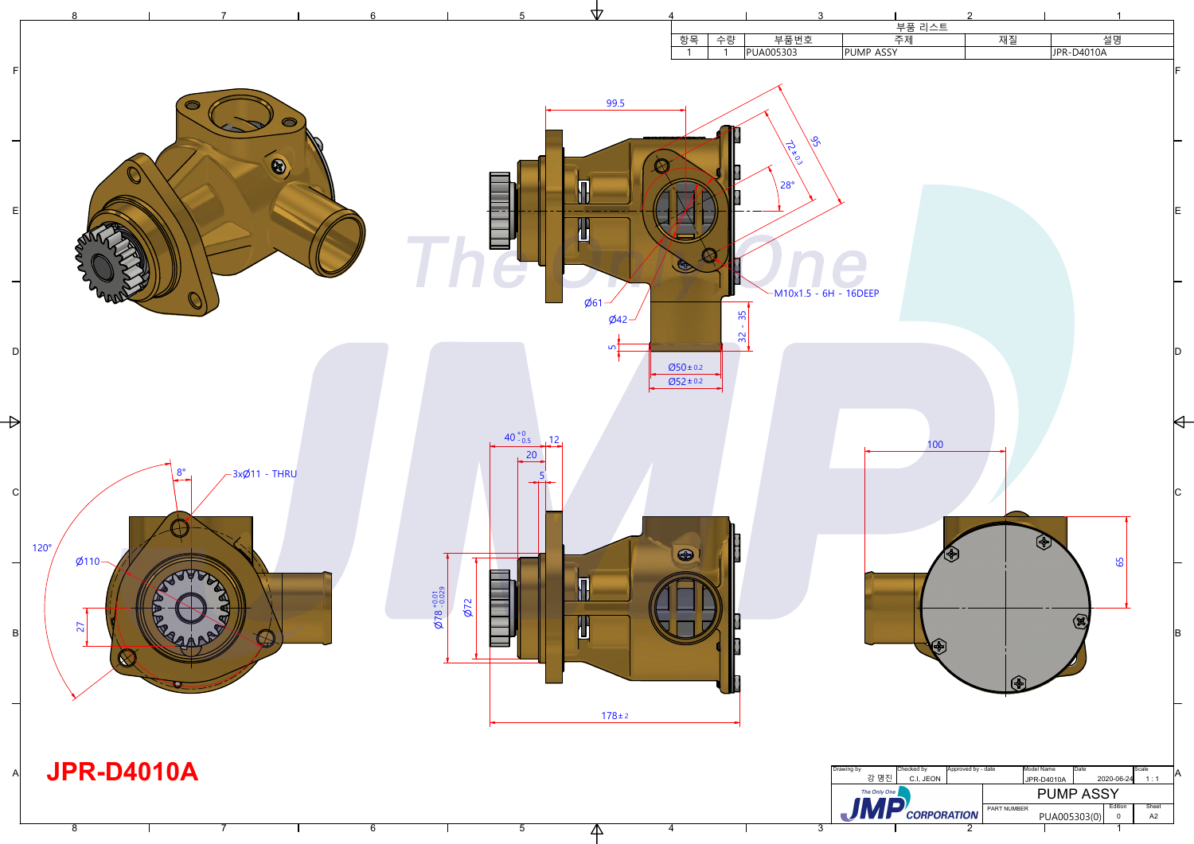# JPR-D4010A

| 부품 리스트 | | | | | |
|---|---|---|---|---|---|
| 항목 | 수량 | 부품번호 | 주제 | 재질 | 설명 |
| 1 | 1 | PUA005303 | PUMP ASSY | | JPR-D4010A |

99.5

$72 \pm 0.3$

95

28°

Ø61

Ø42

M10x1.5 - 6H - 16DEEP

32 - 35

5

Ø50 ± 0.2

Ø52 ± 0.2

8°

3xØ11 - THRU

120°

Ø110

27

$40^{+0}_{-0.5}$

12

20

5

$Ø78^{+0.01}_{-0.029}$

Ø72

178 ± 2

100

65

| Drawing by | Checked by | Approved by - date | Model Name | Date | Scale |
|---|---|---|---|---|---|
| 강 명진 | C.I. JEON | | JPR-D4010A | 2020-06-24 | 1 : 1 |

The Only One JMP CORPORATION

PUMP ASSY

| PART NUMBER | Edition | Sheet |
|---|---|---|
| PUA005303(0) | 0 | A2 |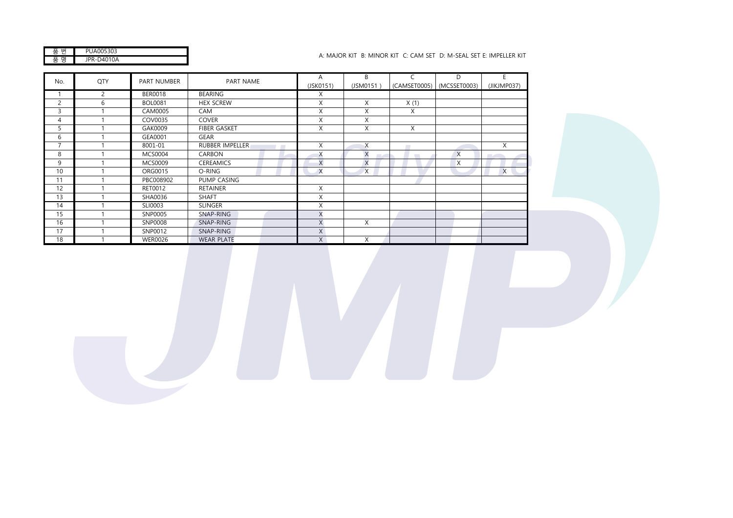| 품 번 | PUA005303 |
|---|---|
| 품 명 | JPR-D4010A |

A: MAJOR KIT B: MINOR KIT C: CAM SET D: M-SEAL SET E: IMPELLER KIT

| No. | QTY | PART NUMBER | PART NAME | A (JSK0151) | B (JSM0151 ) | C (CAMSET0005) | D (MCSSET0003) | E (JIKJMP037) |
|---|---|---|---|---|---|---|---|---|
| 1 | 2 | BER0018 | BEARING | X | | | | |
| 2 | 6 | BOL0081 | HEX SCREW | X | X | X (1) | | |
| 3 | 1 | CAM0005 | CAM | X | X | X | | |
| 4 | 1 | COV0035 | COVER | X | X | | | |
| 5 | 1 | GAK0009 | FIBER GASKET | X | X | X | | |
| 6 | 1 | GEA0001 | GEAR | | | | | |
| 7 | 1 | 8001-01 | RUBBER IMPELLER | X | X | | | X |
| 8 | 1 | MCS0004 | CARBON | X | X | | X | |
| 9 | 1 | MCS0009 | CEREAMICS | X | X | | X | |
| 10 | 1 | ORG0015 | O-RING | X | X | | | X |
| 11 | 1 | PBC008902 | PUMP CASING | | | | | |
| 12 | 1 | RET0012 | RETAINER | X | | | | |
| 13 | 1 | SHA0036 | SHAFT | X | | | | |
| 14 | 1 | SLI0003 | SLINGER | X | | | | |
| 15 | 1 | SNP0005 | SNAP-RING | X | | | | |
| 16 | 1 | SNP0008 | SNAP-RING | X | X | | | |
| 17 | 1 | SNP0012 | SNAP-RING | X | | | | |
| 18 | 1 | WER0026 | WEAR PLATE | X | X | | | |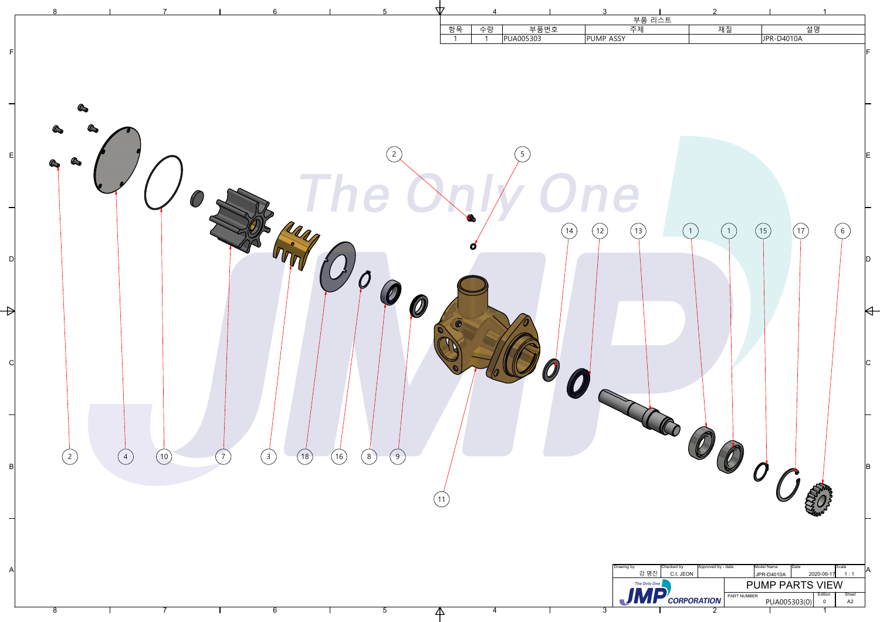| 부품 리스트 | | | | | |
|---|---|---|---|---|---|
| 항목 | 수량 | 부품번호 | 주제 | 재질 | 설명 |
| 1 | 1 | PUA005303 | PUMP ASSY | | JPR-D4010A |

The Only One

2 5

14 12 13 1 1 15 17 6

2 4 10 7 3 18 16 8 9

11

| Drawing by | Checked by | Approved by - date | Model Name | Date | Scale |
|---|---|---|---|---|---|
| 강 명진 | C.I. JEON | | JPR-D4010A | 2020-06-17 | 1 : 1 |

The Only One JMP CORPORATION

PUMP PARTS VIEW

| PART NUMBER | Edition | Sheet |
|---|---|---|
| PUA005303(0) | 0 | A2 |